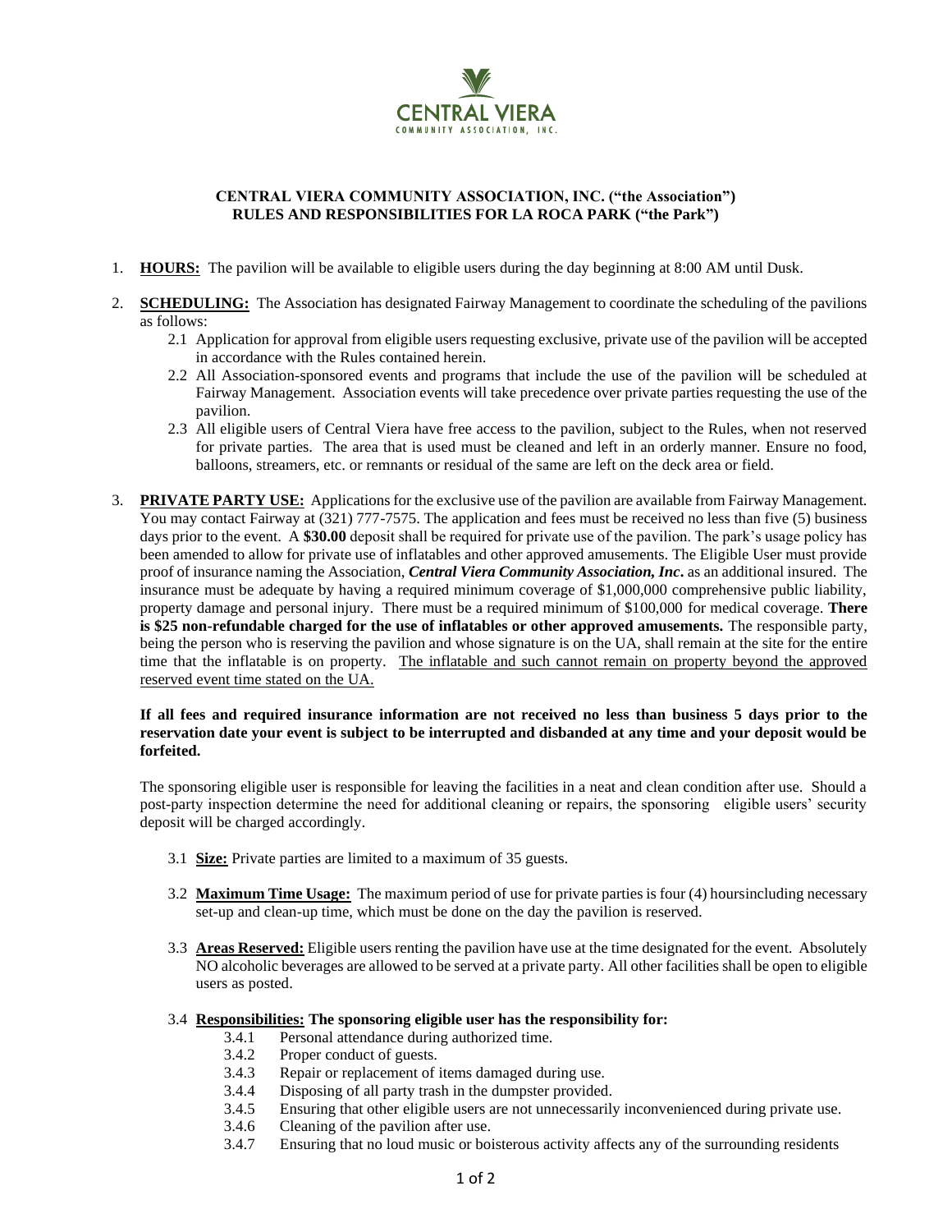CENTRAL VIERA

COMMUNITY ASSOCIATION, INC.

**CENTRAL VIERA COMMUNITY ASSOCIATION, INC. ("the Association")**
**RULES AND RESPONSIBILITIES FOR LA ROCA PARK ("the Park")**

1. **HOURS:** The pavilion will be available to eligible users during the day beginning at 8:00 AM until Dusk.

2. **SCHEDULING:** The Association has designated Fairway Management to coordinate the scheduling of the pavilions as follows:
   - 2.1 Application for approval from eligible users requesting exclusive, private use of the pavilion will be accepted in accordance with the Rules contained herein.
   - 2.2 All Association-sponsored events and programs that include the use of the pavilion will be scheduled at Fairway Management. Association events will take precedence over private parties requesting the use of the pavilion.
   - 2.3 All eligible users of Central Viera have free access to the pavilion, subject to the Rules, when not reserved for private parties. The area that is used must be cleaned and left in an orderly manner. Ensure no food, balloons, streamers, etc. or remnants or residual of the same are left on the deck area or field.

3. **PRIVATE PARTY USE:** Applications for the exclusive use of the pavilion are available from Fairway Management. You may contact Fairway at (321) 777-7575. The application and fees must be received no less than five (5) business days prior to the event. A **$30.00** deposit shall be required for private use of the pavilion. The park's usage policy has been amended to allow for private use of inflatables and other approved amusements. The Eligible User must provide proof of insurance naming the Association, ***Central Viera Community Association, Inc***. as an additional insured. The insurance must be adequate by having a required minimum coverage of $1,000,000 comprehensive public liability, property damage and personal injury. There must be a required minimum of $100,000 for medical coverage. **There is $25 non-refundable charged for the use of inflatables or other approved amusements.** The responsible party, being the person who is reserving the pavilion and whose signature is on the UA, shall remain at the site for the entire time that the inflatable is on property. The inflatable and such cannot remain on property beyond the approved reserved event time stated on the UA.

   **If all fees and required insurance information are not received no less than business 5 days prior to the reservation date your event is subject to be interrupted and disbanded at any time and your deposit would be forfeited.**

   The sponsoring eligible user is responsible for leaving the facilities in a neat and clean condition after use. Should a post-party inspection determine the need for additional cleaning or repairs, the sponsoring eligible users' security deposit will be charged accordingly.

   - 3.1 **Size:** Private parties are limited to a maximum of 35 guests.
   - 3.2 **Maximum Time Usage:** The maximum period of use for private parties is four (4) hoursincluding necessary set-up and clean-up time, which must be done on the day the pavilion is reserved.
   - 3.3 **Areas Reserved:** Eligible users renting the pavilion have use at the time designated for the event. Absolutely NO alcoholic beverages are allowed to be served at a private party. All other facilities shall be open to eligible users as posted.
   - 3.4 **Responsibilities: The sponsoring eligible user has the responsibility for:**
     - 3.4.1 Personal attendance during authorized time.
     - 3.4.2 Proper conduct of guests.
     - 3.4.3 Repair or replacement of items damaged during use.
     - 3.4.4 Disposing of all party trash in the dumpster provided.
     - 3.4.5 Ensuring that other eligible users are not unnecessarily inconvenienced during private use.
     - 3.4.6 Cleaning of the pavilion after use.
     - 3.4.7 Ensuring that no loud music or boisterous activity affects any of the surrounding residents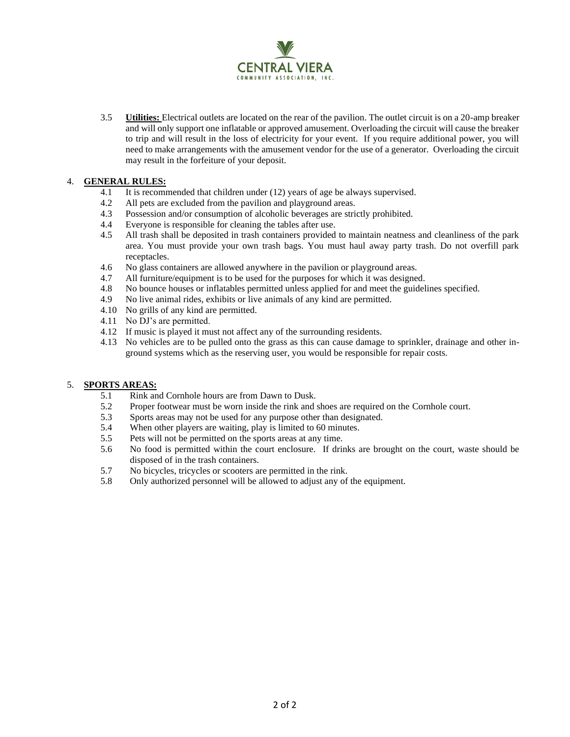3.5 **Utilities:** Electrical outlets are located on the rear of the pavilion. The outlet circuit is on a 20-amp breaker and will only support one inflatable or approved amusement. Overloading the circuit will cause the breaker to trip and will result in the loss of electricity for your event. If you require additional power, you will need to make arrangements with the amusement vendor for the use of a generator. Overloading the circuit may result in the forfeiture of your deposit.

## 4. GENERAL RULES:

- 4.1 It is recommended that children under (12) years of age be always supervised.
- 4.2 All pets are excluded from the pavilion and playground areas.
- 4.3 Possession and/or consumption of alcoholic beverages are strictly prohibited.
- 4.4 Everyone is responsible for cleaning the tables after use.
- 4.5 All trash shall be deposited in trash containers provided to maintain neatness and cleanliness of the park area. You must provide your own trash bags. You must haul away party trash. Do not overfill park receptacles.
- 4.6 No glass containers are allowed anywhere in the pavilion or playground areas.
- 4.7 All furniture/equipment is to be used for the purposes for which it was designed.
- 4.8 No bounce houses or inflatables permitted unless applied for and meet the guidelines specified.
- 4.9 No live animal rides, exhibits or live animals of any kind are permitted.
- 4.10 No grills of any kind are permitted.
- 4.11 No DJ's are permitted.
- 4.12 If music is played it must not affect any of the surrounding residents.
- 4.13 No vehicles are to be pulled onto the grass as this can cause damage to sprinkler, drainage and other in-ground systems which as the reserving user, you would be responsible for repair costs.

## 5. SPORTS AREAS:

- 5.1 Rink and Cornhole hours are from Dawn to Dusk.
- 5.2 Proper footwear must be worn inside the rink and shoes are required on the Cornhole court.
- 5.3 Sports areas may not be used for any purpose other than designated.
- 5.4 When other players are waiting, play is limited to 60 minutes.
- 5.5 Pets will not be permitted on the sports areas at any time.
- 5.6 No food is permitted within the court enclosure. If drinks are brought on the court, waste should be disposed of in the trash containers.
- 5.7 No bicycles, tricycles or scooters are permitted in the rink.
- 5.8 Only authorized personnel will be allowed to adjust any of the equipment.